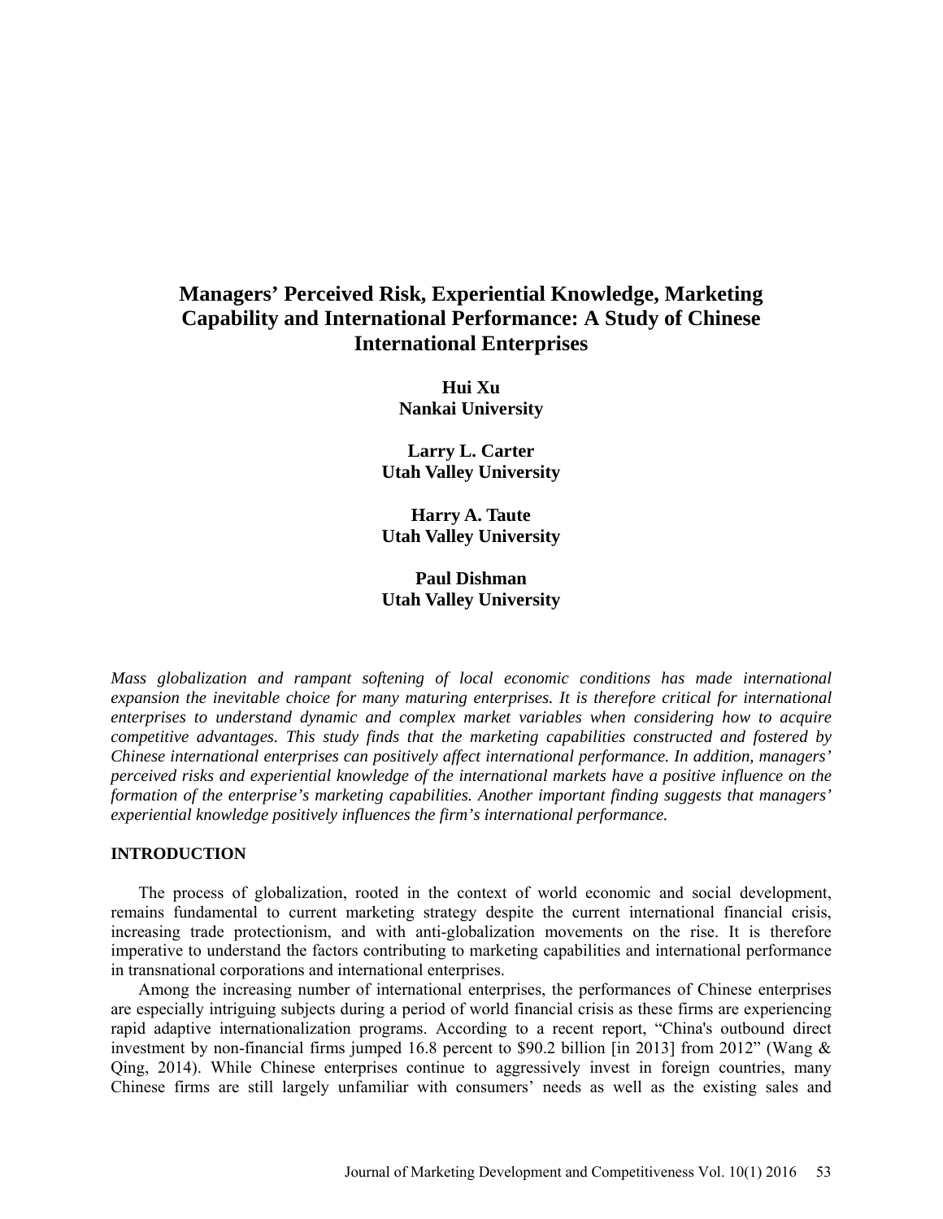# Managers' Perceived Risk, Experiential Knowledge, Marketing Capability and International Performance: A Study of Chinese International Enterprises

**Hui Xu**
**Nankai University**

**Larry L. Carter**
**Utah Valley University**

**Harry A. Taute**
**Utah Valley University**

**Paul Dishman**
**Utah Valley University**

*Mass globalization and rampant softening of local economic conditions has made international expansion the inevitable choice for many maturing enterprises. It is therefore critical for international enterprises to understand dynamic and complex market variables when considering how to acquire competitive advantages. This study finds that the marketing capabilities constructed and fostered by Chinese international enterprises can positively affect international performance. In addition, managers' perceived risks and experiential knowledge of the international markets have a positive influence on the formation of the enterprise's marketing capabilities. Another important finding suggests that managers' experiential knowledge positively influences the firm's international performance.*

## INTRODUCTION

The process of globalization, rooted in the context of world economic and social development, remains fundamental to current marketing strategy despite the current international financial crisis, increasing trade protectionism, and with anti-globalization movements on the rise. It is therefore imperative to understand the factors contributing to marketing capabilities and international performance in transnational corporations and international enterprises.

Among the increasing number of international enterprises, the performances of Chinese enterprises are especially intriguing subjects during a period of world financial crisis as these firms are experiencing rapid adaptive internationalization programs. According to a recent report, "China's outbound direct investment by non-financial firms jumped 16.8 percent to $90.2 billion [in 2013] from 2012" (Wang & Qing, 2014). While Chinese enterprises continue to aggressively invest in foreign countries, many Chinese firms are still largely unfamiliar with consumers' needs as well as the existing sales and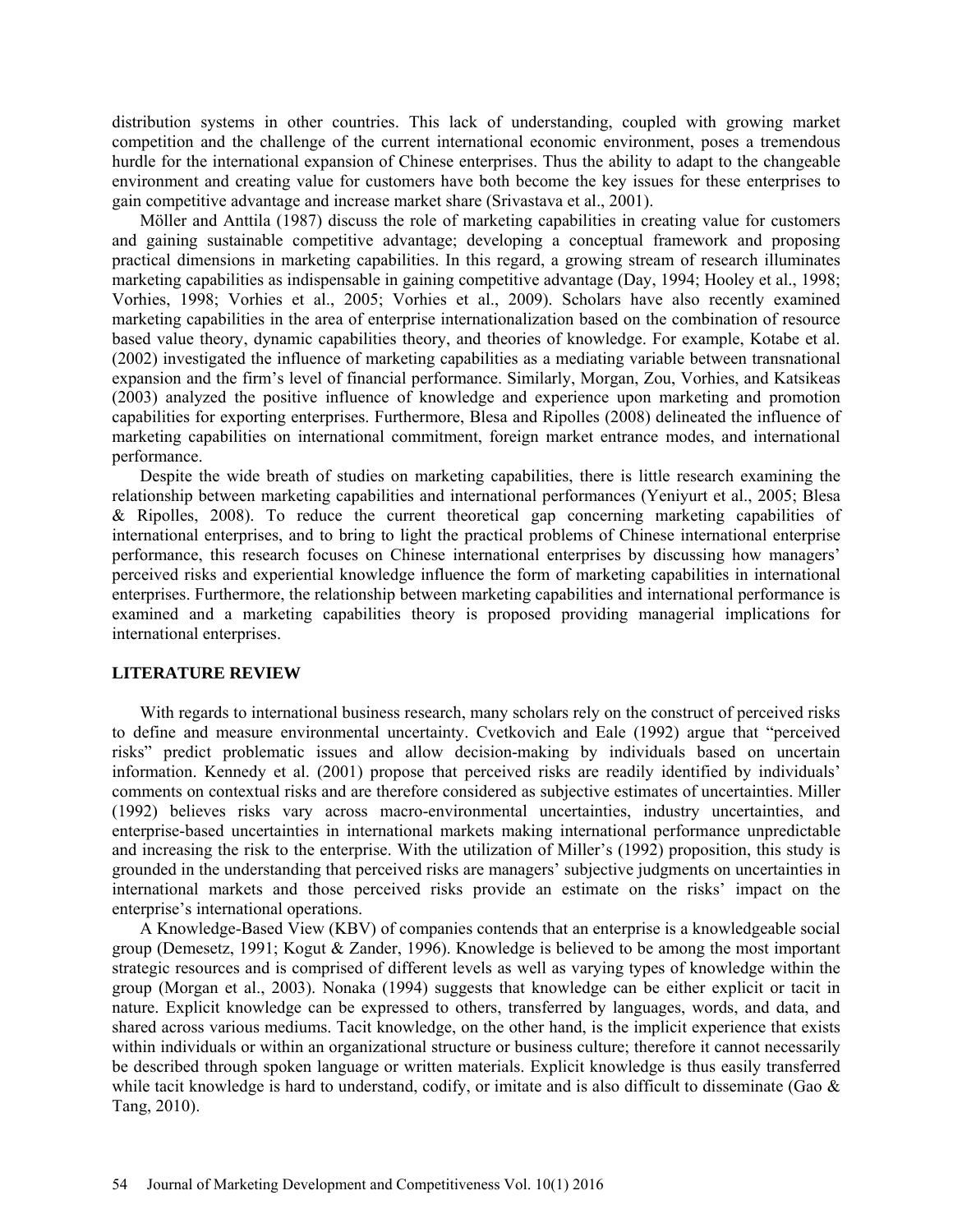distribution systems in other countries. This lack of understanding, coupled with growing market competition and the challenge of the current international economic environment, poses a tremendous hurdle for the international expansion of Chinese enterprises. Thus the ability to adapt to the changeable environment and creating value for customers have both become the key issues for these enterprises to gain competitive advantage and increase market share (Srivastava et al., 2001).

Möller and Anttila (1987) discuss the role of marketing capabilities in creating value for customers and gaining sustainable competitive advantage; developing a conceptual framework and proposing practical dimensions in marketing capabilities. In this regard, a growing stream of research illuminates marketing capabilities as indispensable in gaining competitive advantage (Day, 1994; Hooley et al., 1998; Vorhies, 1998; Vorhies et al., 2005; Vorhies et al., 2009). Scholars have also recently examined marketing capabilities in the area of enterprise internationalization based on the combination of resource based value theory, dynamic capabilities theory, and theories of knowledge. For example, Kotabe et al. (2002) investigated the influence of marketing capabilities as a mediating variable between transnational expansion and the firm's level of financial performance. Similarly, Morgan, Zou, Vorhies, and Katsikeas (2003) analyzed the positive influence of knowledge and experience upon marketing and promotion capabilities for exporting enterprises. Furthermore, Blesa and Ripolles (2008) delineated the influence of marketing capabilities on international commitment, foreign market entrance modes, and international performance.

Despite the wide breath of studies on marketing capabilities, there is little research examining the relationship between marketing capabilities and international performances (Yeniyurt et al., 2005; Blesa & Ripolles, 2008). To reduce the current theoretical gap concerning marketing capabilities of international enterprises, and to bring to light the practical problems of Chinese international enterprise performance, this research focuses on Chinese international enterprises by discussing how managers' perceived risks and experiential knowledge influence the form of marketing capabilities in international enterprises. Furthermore, the relationship between marketing capabilities and international performance is examined and a marketing capabilities theory is proposed providing managerial implications for international enterprises.

## LITERATURE REVIEW

With regards to international business research, many scholars rely on the construct of perceived risks to define and measure environmental uncertainty. Cvetkovich and Eale (1992) argue that "perceived risks" predict problematic issues and allow decision-making by individuals based on uncertain information. Kennedy et al. (2001) propose that perceived risks are readily identified by individuals' comments on contextual risks and are therefore considered as subjective estimates of uncertainties. Miller (1992) believes risks vary across macro-environmental uncertainties, industry uncertainties, and enterprise-based uncertainties in international markets making international performance unpredictable and increasing the risk to the enterprise. With the utilization of Miller's (1992) proposition, this study is grounded in the understanding that perceived risks are managers' subjective judgments on uncertainties in international markets and those perceived risks provide an estimate on the risks' impact on the enterprise's international operations.

A Knowledge-Based View (KBV) of companies contends that an enterprise is a knowledgeable social group (Demesetz, 1991; Kogut & Zander, 1996). Knowledge is believed to be among the most important strategic resources and is comprised of different levels as well as varying types of knowledge within the group (Morgan et al., 2003). Nonaka (1994) suggests that knowledge can be either explicit or tacit in nature. Explicit knowledge can be expressed to others, transferred by languages, words, and data, and shared across various mediums. Tacit knowledge, on the other hand, is the implicit experience that exists within individuals or within an organizational structure or business culture; therefore it cannot necessarily be described through spoken language or written materials. Explicit knowledge is thus easily transferred while tacit knowledge is hard to understand, codify, or imitate and is also difficult to disseminate (Gao & Tang, 2010).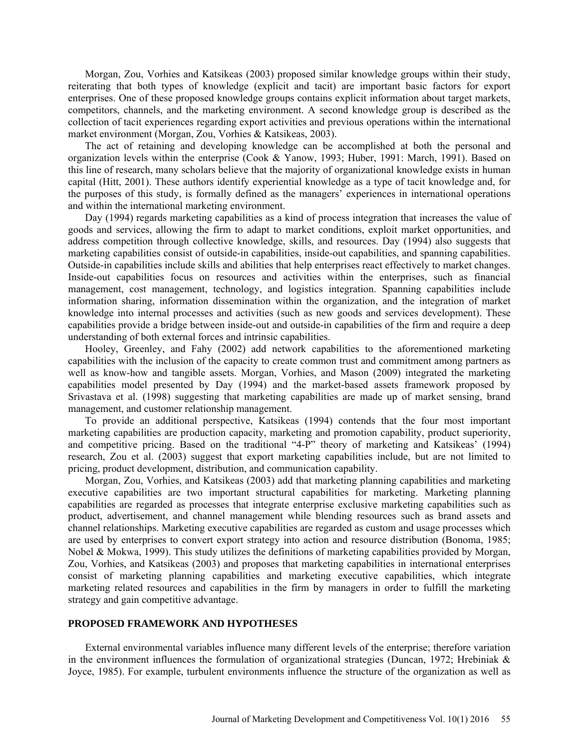Morgan, Zou, Vorhies and Katsikeas (2003) proposed similar knowledge groups within their study, reiterating that both types of knowledge (explicit and tacit) are important basic factors for export enterprises. One of these proposed knowledge groups contains explicit information about target markets, competitors, channels, and the marketing environment. A second knowledge group is described as the collection of tacit experiences regarding export activities and previous operations within the international market environment (Morgan, Zou, Vorhies & Katsikeas, 2003).

The act of retaining and developing knowledge can be accomplished at both the personal and organization levels within the enterprise (Cook & Yanow, 1993; Huber, 1991: March, 1991). Based on this line of research, many scholars believe that the majority of organizational knowledge exists in human capital (Hitt, 2001). These authors identify experiential knowledge as a type of tacit knowledge and, for the purposes of this study, is formally defined as the managers' experiences in international operations and within the international marketing environment.

Day (1994) regards marketing capabilities as a kind of process integration that increases the value of goods and services, allowing the firm to adapt to market conditions, exploit market opportunities, and address competition through collective knowledge, skills, and resources. Day (1994) also suggests that marketing capabilities consist of outside-in capabilities, inside-out capabilities, and spanning capabilities. Outside-in capabilities include skills and abilities that help enterprises react effectively to market changes. Inside-out capabilities focus on resources and activities within the enterprises, such as financial management, cost management, technology, and logistics integration. Spanning capabilities include information sharing, information dissemination within the organization, and the integration of market knowledge into internal processes and activities (such as new goods and services development). These capabilities provide a bridge between inside-out and outside-in capabilities of the firm and require a deep understanding of both external forces and intrinsic capabilities.

Hooley, Greenley, and Fahy (2002) add network capabilities to the aforementioned marketing capabilities with the inclusion of the capacity to create common trust and commitment among partners as well as know-how and tangible assets. Morgan, Vorhies, and Mason (2009) integrated the marketing capabilities model presented by Day (1994) and the market-based assets framework proposed by Srivastava et al. (1998) suggesting that marketing capabilities are made up of market sensing, brand management, and customer relationship management.

To provide an additional perspective, Katsikeas (1994) contends that the four most important marketing capabilities are production capacity, marketing and promotion capability, product superiority, and competitive pricing. Based on the traditional "4-P" theory of marketing and Katsikeas' (1994) research, Zou et al. (2003) suggest that export marketing capabilities include, but are not limited to pricing, product development, distribution, and communication capability.

Morgan, Zou, Vorhies, and Katsikeas (2003) add that marketing planning capabilities and marketing executive capabilities are two important structural capabilities for marketing. Marketing planning capabilities are regarded as processes that integrate enterprise exclusive marketing capabilities such as product, advertisement, and channel management while blending resources such as brand assets and channel relationships. Marketing executive capabilities are regarded as custom and usage processes which are used by enterprises to convert export strategy into action and resource distribution (Bonoma, 1985; Nobel & Mokwa, 1999). This study utilizes the definitions of marketing capabilities provided by Morgan, Zou, Vorhies, and Katsikeas (2003) and proposes that marketing capabilities in international enterprises consist of marketing planning capabilities and marketing executive capabilities, which integrate marketing related resources and capabilities in the firm by managers in order to fulfill the marketing strategy and gain competitive advantage.

## PROPOSED FRAMEWORK AND HYPOTHESES

External environmental variables influence many different levels of the enterprise; therefore variation in the environment influences the formulation of organizational strategies (Duncan, 1972; Hrebiniak & Joyce, 1985). For example, turbulent environments influence the structure of the organization as well as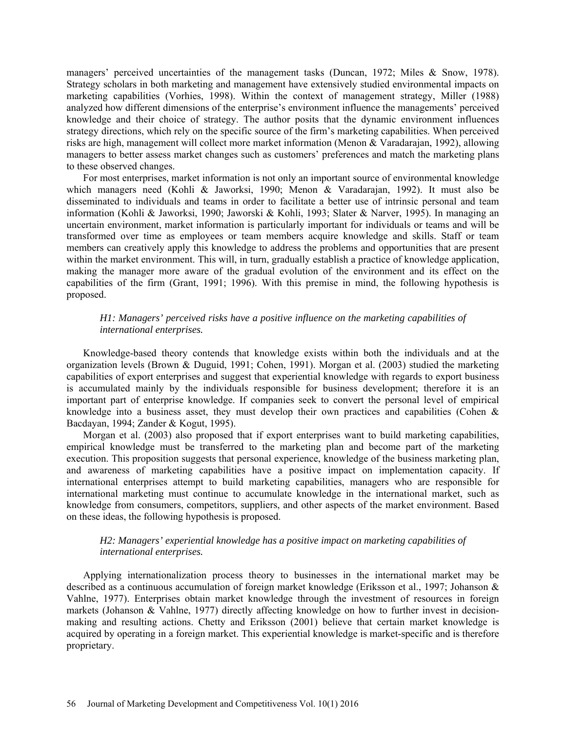managers' perceived uncertainties of the management tasks (Duncan, 1972; Miles & Snow, 1978). Strategy scholars in both marketing and management have extensively studied environmental impacts on marketing capabilities (Vorhies, 1998). Within the context of management strategy, Miller (1988) analyzed how different dimensions of the enterprise's environment influence the managements' perceived knowledge and their choice of strategy. The author posits that the dynamic environment influences strategy directions, which rely on the specific source of the firm's marketing capabilities. When perceived risks are high, management will collect more market information (Menon & Varadarajan, 1992), allowing managers to better assess market changes such as customers' preferences and match the marketing plans to these observed changes.

For most enterprises, market information is not only an important source of environmental knowledge which managers need (Kohli & Jaworksi, 1990; Menon & Varadarajan, 1992). It must also be disseminated to individuals and teams in order to facilitate a better use of intrinsic personal and team information (Kohli & Jaworksi, 1990; Jaworski & Kohli, 1993; Slater & Narver, 1995). In managing an uncertain environment, market information is particularly important for individuals or teams and will be transformed over time as employees or team members acquire knowledge and skills. Staff or team members can creatively apply this knowledge to address the problems and opportunities that are present within the market environment. This will, in turn, gradually establish a practice of knowledge application, making the manager more aware of the gradual evolution of the environment and its effect on the capabilities of the firm (Grant, 1991; 1996). With this premise in mind, the following hypothesis is proposed.

*H1: Managers' perceived risks have a positive influence on the marketing capabilities of international enterprises.*

Knowledge-based theory contends that knowledge exists within both the individuals and at the organization levels (Brown & Duguid, 1991; Cohen, 1991). Morgan et al. (2003) studied the marketing capabilities of export enterprises and suggest that experiential knowledge with regards to export business is accumulated mainly by the individuals responsible for business development; therefore it is an important part of enterprise knowledge. If companies seek to convert the personal level of empirical knowledge into a business asset, they must develop their own practices and capabilities (Cohen & Bacdayan, 1994; Zander & Kogut, 1995).

Morgan et al. (2003) also proposed that if export enterprises want to build marketing capabilities, empirical knowledge must be transferred to the marketing plan and become part of the marketing execution. This proposition suggests that personal experience, knowledge of the business marketing plan, and awareness of marketing capabilities have a positive impact on implementation capacity. If international enterprises attempt to build marketing capabilities, managers who are responsible for international marketing must continue to accumulate knowledge in the international market, such as knowledge from consumers, competitors, suppliers, and other aspects of the market environment. Based on these ideas, the following hypothesis is proposed.

*H2: Managers' experiential knowledge has a positive impact on marketing capabilities of international enterprises.*

Applying internationalization process theory to businesses in the international market may be described as a continuous accumulation of foreign market knowledge (Eriksson et al., 1997; Johanson & Vahlne, 1977). Enterprises obtain market knowledge through the investment of resources in foreign markets (Johanson & Vahlne, 1977) directly affecting knowledge on how to further invest in decision-making and resulting actions. Chetty and Eriksson (2001) believe that certain market knowledge is acquired by operating in a foreign market. This experiential knowledge is market-specific and is therefore proprietary.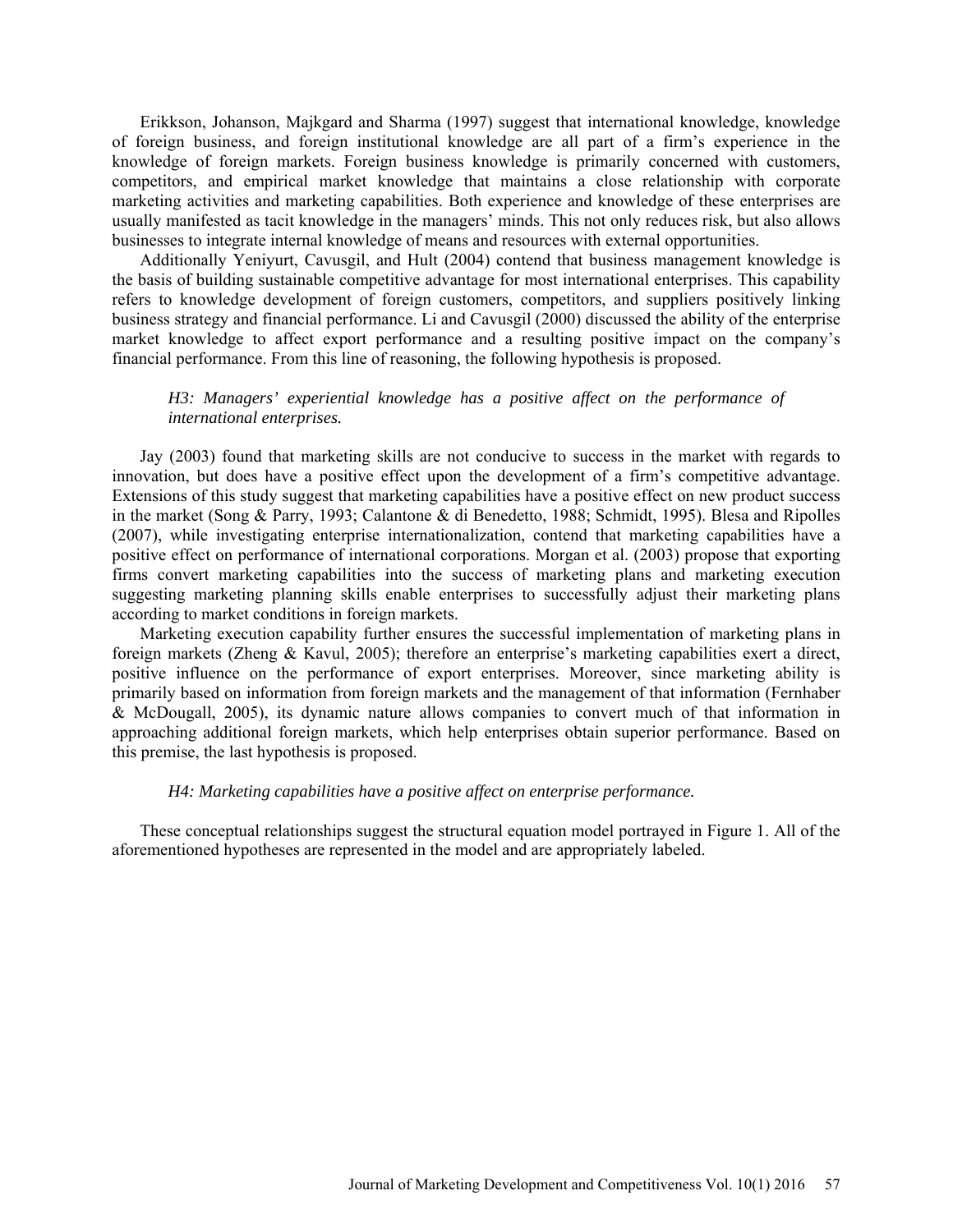Erikkson, Johanson, Majkgard and Sharma (1997) suggest that international knowledge, knowledge of foreign business, and foreign institutional knowledge are all part of a firm's experience in the knowledge of foreign markets. Foreign business knowledge is primarily concerned with customers, competitors, and empirical market knowledge that maintains a close relationship with corporate marketing activities and marketing capabilities. Both experience and knowledge of these enterprises are usually manifested as tacit knowledge in the managers' minds. This not only reduces risk, but also allows businesses to integrate internal knowledge of means and resources with external opportunities.

Additionally Yeniyurt, Cavusgil, and Hult (2004) contend that business management knowledge is the basis of building sustainable competitive advantage for most international enterprises. This capability refers to knowledge development of foreign customers, competitors, and suppliers positively linking business strategy and financial performance. Li and Cavusgil (2000) discussed the ability of the enterprise market knowledge to affect export performance and a resulting positive impact on the company's financial performance. From this line of reasoning, the following hypothesis is proposed.

*H3: Managers' experiential knowledge has a positive affect on the performance of international enterprises.*

Jay (2003) found that marketing skills are not conducive to success in the market with regards to innovation, but does have a positive effect upon the development of a firm's competitive advantage. Extensions of this study suggest that marketing capabilities have a positive effect on new product success in the market (Song & Parry, 1993; Calantone & di Benedetto, 1988; Schmidt, 1995). Blesa and Ripolles (2007), while investigating enterprise internationalization, contend that marketing capabilities have a positive effect on performance of international corporations. Morgan et al. (2003) propose that exporting firms convert marketing capabilities into the success of marketing plans and marketing execution suggesting marketing planning skills enable enterprises to successfully adjust their marketing plans according to market conditions in foreign markets.

Marketing execution capability further ensures the successful implementation of marketing plans in foreign markets (Zheng & Kavul, 2005); therefore an enterprise's marketing capabilities exert a direct, positive influence on the performance of export enterprises. Moreover, since marketing ability is primarily based on information from foreign markets and the management of that information (Fernhaber & McDougall, 2005), its dynamic nature allows companies to convert much of that information in approaching additional foreign markets, which help enterprises obtain superior performance. Based on this premise, the last hypothesis is proposed.

*H4: Marketing capabilities have a positive affect on enterprise performance.*

These conceptual relationships suggest the structural equation model portrayed in Figure 1. All of the aforementioned hypotheses are represented in the model and are appropriately labeled.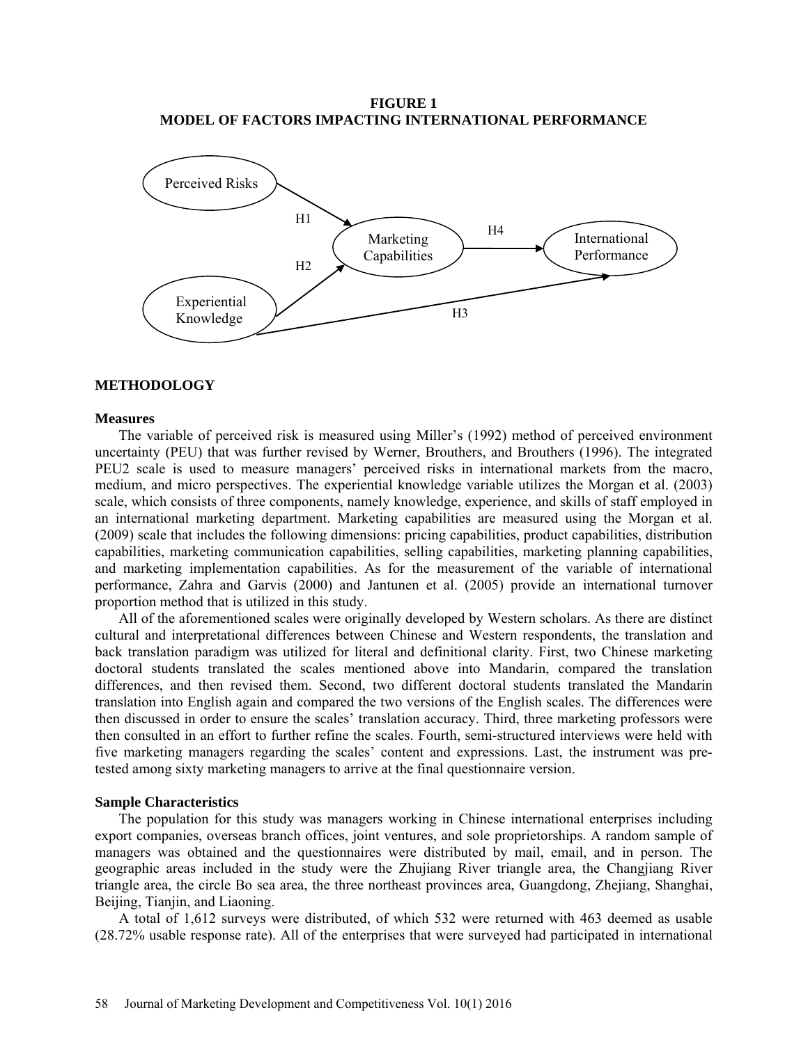**FIGURE 1**
**MODEL OF FACTORS IMPACTING INTERNATIONAL PERFORMANCE**

Perceived Risks → (H1) → Marketing Capabilities
Experiential Knowledge → (H2) → Marketing Capabilities
Marketing Capabilities → (H4) → International Performance
Experiential Knowledge → (H3) → International Performance

## METHODOLOGY

### Measures

The variable of perceived risk is measured using Miller's (1992) method of perceived environment uncertainty (PEU) that was further revised by Werner, Brouthers, and Brouthers (1996). The integrated PEU2 scale is used to measure managers' perceived risks in international markets from the macro, medium, and micro perspectives. The experiential knowledge variable utilizes the Morgan et al. (2003) scale, which consists of three components, namely knowledge, experience, and skills of staff employed in an international marketing department. Marketing capabilities are measured using the Morgan et al. (2009) scale that includes the following dimensions: pricing capabilities, product capabilities, distribution capabilities, marketing communication capabilities, selling capabilities, marketing planning capabilities, and marketing implementation capabilities. As for the measurement of the variable of international performance, Zahra and Garvis (2000) and Jantunen et al. (2005) provide an international turnover proportion method that is utilized in this study.

All of the aforementioned scales were originally developed by Western scholars. As there are distinct cultural and interpretational differences between Chinese and Western respondents, the translation and back translation paradigm was utilized for literal and definitional clarity. First, two Chinese marketing doctoral students translated the scales mentioned above into Mandarin, compared the translation differences, and then revised them. Second, two different doctoral students translated the Mandarin translation into English again and compared the two versions of the English scales. The differences were then discussed in order to ensure the scales' translation accuracy. Third, three marketing professors were then consulted in an effort to further refine the scales. Fourth, semi-structured interviews were held with five marketing managers regarding the scales' content and expressions. Last, the instrument was pre-tested among sixty marketing managers to arrive at the final questionnaire version.

### Sample Characteristics

The population for this study was managers working in Chinese international enterprises including export companies, overseas branch offices, joint ventures, and sole proprietorships. A random sample of managers was obtained and the questionnaires were distributed by mail, email, and in person. The geographic areas included in the study were the Zhujiang River triangle area, the Changjiang River triangle area, the circle Bo sea area, the three northeast provinces area, Guangdong, Zhejiang, Shanghai, Beijing, Tianjin, and Liaoning.

A total of 1,612 surveys were distributed, of which 532 were returned with 463 deemed as usable (28.72% usable response rate). All of the enterprises that were surveyed had participated in international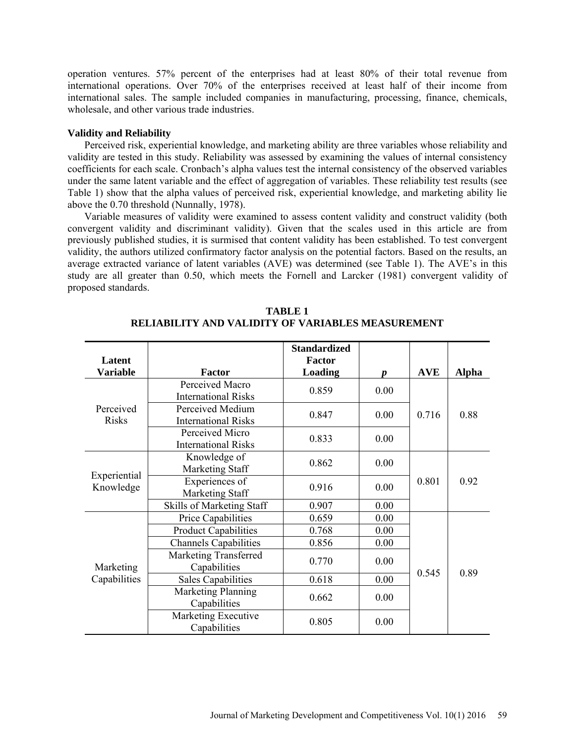operation ventures. 57% percent of the enterprises had at least 80% of their total revenue from international operations. Over 70% of the enterprises received at least half of their income from international sales. The sample included companies in manufacturing, processing, finance, chemicals, wholesale, and other various trade industries.

**Validity and Reliability**

Perceived risk, experiential knowledge, and marketing ability are three variables whose reliability and validity are tested in this study. Reliability was assessed by examining the values of internal consistency coefficients for each scale. Cronbach's alpha values test the internal consistency of the observed variables under the same latent variable and the effect of aggregation of variables. These reliability test results (see Table 1) show that the alpha values of perceived risk, experiential knowledge, and marketing ability lie above the 0.70 threshold (Nunnally, 1978).

Variable measures of validity were examined to assess content validity and construct validity (both convergent validity and discriminant validity). Given that the scales used in this article are from previously published studies, it is surmised that content validity has been established. To test convergent validity, the authors utilized confirmatory factor analysis on the potential factors. Based on the results, an average extracted variance of latent variables (AVE) was determined (see Table 1). The AVE's in this study are all greater than 0.50, which meets the Fornell and Larcker (1981) convergent validity of proposed standards.

**TABLE 1**
**RELIABILITY AND VALIDITY OF VARIABLES MEASUREMENT**

| Latent Variable | Factor | Standardized Factor Loading | *p* | AVE | Alpha |
|---|---|---|---|---|---|
| Perceived Risks | Perceived Macro International Risks | 0.859 | 0.00 | 0.716 | 0.88 |
| | Perceived Medium International Risks | 0.847 | 0.00 | | |
| | Perceived Micro International Risks | 0.833 | 0.00 | | |
| Experiential Knowledge | Knowledge of Marketing Staff | 0.862 | 0.00 | 0.801 | 0.92 |
| | Experiences of Marketing Staff | 0.916 | 0.00 | | |
| | Skills of Marketing Staff | 0.907 | 0.00 | | |
| Marketing Capabilities | Price Capabilities | 0.659 | 0.00 | 0.545 | 0.89 |
| | Product Capabilities | 0.768 | 0.00 | | |
| | Channels Capabilities | 0.856 | 0.00 | | |
| | Marketing Transferred Capabilities | 0.770 | 0.00 | | |
| | Sales Capabilities | 0.618 | 0.00 | | |
| | Marketing Planning Capabilities | 0.662 | 0.00 | | |
| | Marketing Executive Capabilities | 0.805 | 0.00 | | |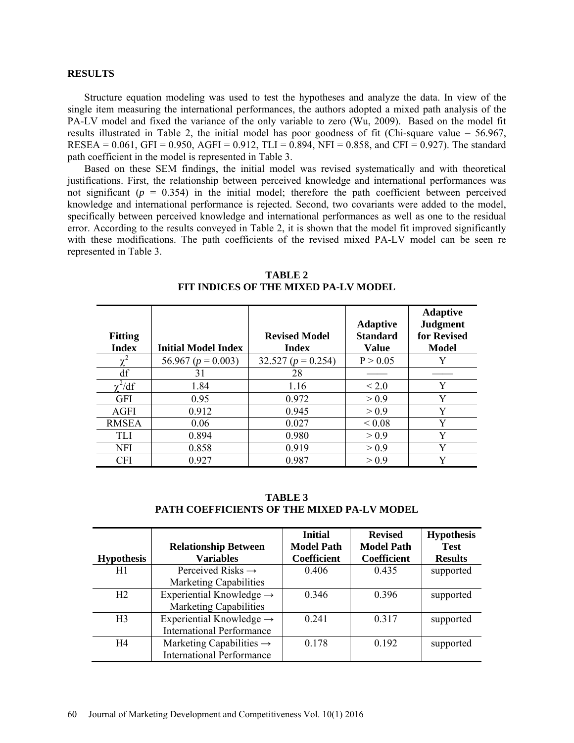## RESULTS

Structure equation modeling was used to test the hypotheses and analyze the data. In view of the single item measuring the international performances, the authors adopted a mixed path analysis of the PA-LV model and fixed the variance of the only variable to zero (Wu, 2009). Based on the model fit results illustrated in Table 2, the initial model has poor goodness of fit (Chi-square value = 56.967, RESEA = 0.061, GFI = 0.950, AGFI = 0.912, TLI = 0.894, NFI = 0.858, and CFI = 0.927). The standard path coefficient in the model is represented in Table 3.

Based on these SEM findings, the initial model was revised systematically and with theoretical justifications. First, the relationship between perceived knowledge and international performances was not significant ($p$ = 0.354) in the initial model; therefore the path coefficient between perceived knowledge and international performance is rejected. Second, two covariants were added to the model, specifically between perceived knowledge and international performances as well as one to the residual error. According to the results conveyed in Table 2, it is shown that the model fit improved significantly with these modifications. The path coefficients of the revised mixed PA-LV model can be seen re represented in Table 3.

**TABLE 2**
**FIT INDICES OF THE MIXED PA-LV MODEL**

| Fitting Index | Initial Model Index | Revised Model Index | Adaptive Standard Value | Adaptive Judgment for Revised Model |
|---|---|---|---|---|
| $\chi^2$ | 56.967 ($p$ = 0.003) | 32.527 ($p$ = 0.254) | P > 0.05 | Y |
| df | 31 | 28 | —— | —— |
| $\chi^2$/df | 1.84 | 1.16 | < 2.0 | Y |
| GFI | 0.95 | 0.972 | > 0.9 | Y |
| AGFI | 0.912 | 0.945 | > 0.9 | Y |
| RMSEA | 0.06 | 0.027 | < 0.08 | Y |
| TLI | 0.894 | 0.980 | > 0.9 | Y |
| NFI | 0.858 | 0.919 | > 0.9 | Y |
| CFI | 0.927 | 0.987 | > 0.9 | Y |

**TABLE 3**
**PATH COEFFICIENTS OF THE MIXED PA-LV MODEL**

| Hypothesis | Relationship Between Variables | Initial Model Path Coefficient | Revised Model Path Coefficient | Hypothesis Test Results |
|---|---|---|---|---|
| H1 | Perceived Risks → Marketing Capabilities | 0.406 | 0.435 | supported |
| H2 | Experiential Knowledge → Marketing Capabilities | 0.346 | 0.396 | supported |
| H3 | Experiential Knowledge → International Performance | 0.241 | 0.317 | supported |
| H4 | Marketing Capabilities → International Performance | 0.178 | 0.192 | supported |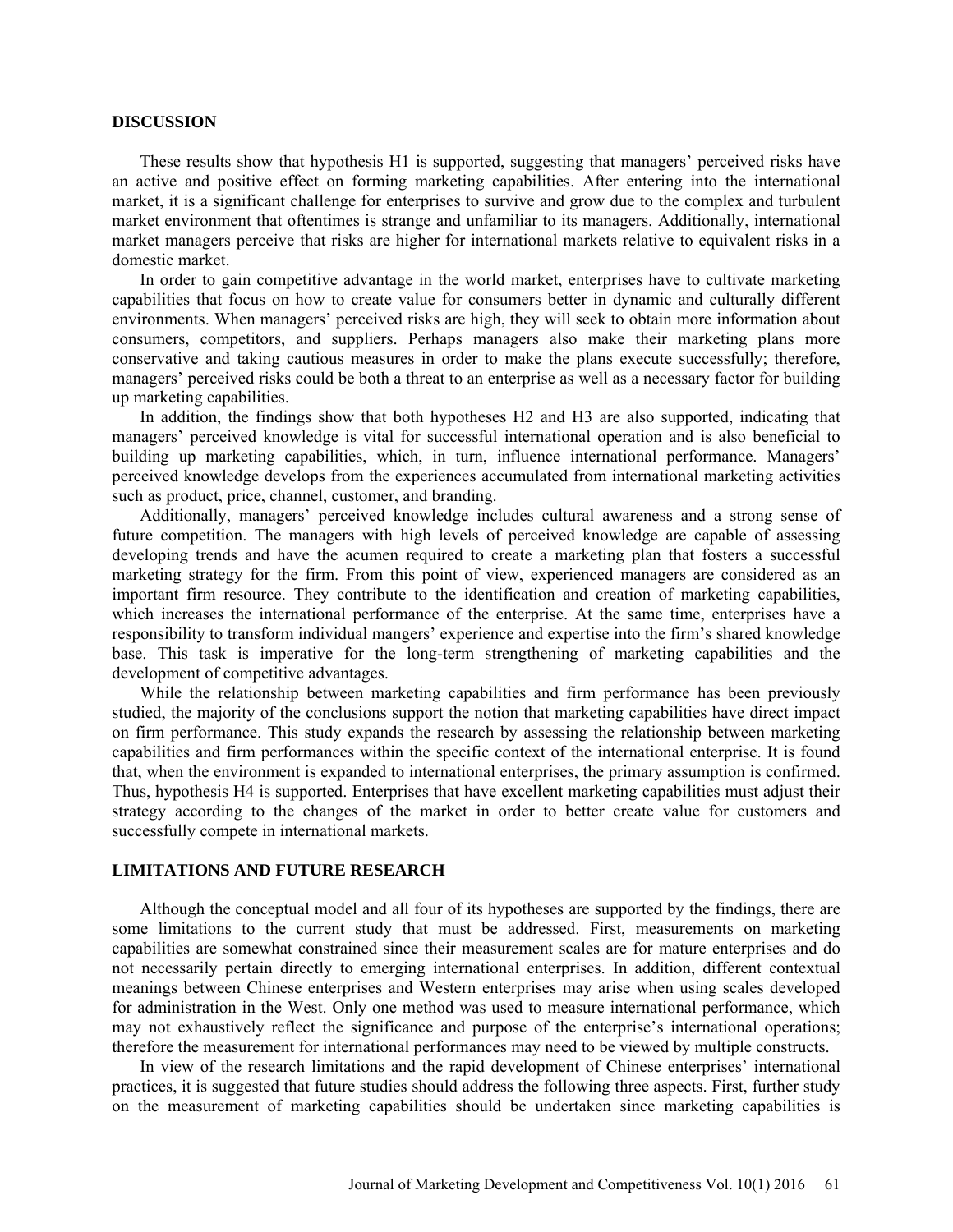## DISCUSSION

These results show that hypothesis H1 is supported, suggesting that managers' perceived risks have an active and positive effect on forming marketing capabilities. After entering into the international market, it is a significant challenge for enterprises to survive and grow due to the complex and turbulent market environment that oftentimes is strange and unfamiliar to its managers. Additionally, international market managers perceive that risks are higher for international markets relative to equivalent risks in a domestic market.

In order to gain competitive advantage in the world market, enterprises have to cultivate marketing capabilities that focus on how to create value for consumers better in dynamic and culturally different environments. When managers' perceived risks are high, they will seek to obtain more information about consumers, competitors, and suppliers. Perhaps managers also make their marketing plans more conservative and taking cautious measures in order to make the plans execute successfully; therefore, managers' perceived risks could be both a threat to an enterprise as well as a necessary factor for building up marketing capabilities.

In addition, the findings show that both hypotheses H2 and H3 are also supported, indicating that managers' perceived knowledge is vital for successful international operation and is also beneficial to building up marketing capabilities, which, in turn, influence international performance. Managers' perceived knowledge develops from the experiences accumulated from international marketing activities such as product, price, channel, customer, and branding.

Additionally, managers' perceived knowledge includes cultural awareness and a strong sense of future competition. The managers with high levels of perceived knowledge are capable of assessing developing trends and have the acumen required to create a marketing plan that fosters a successful marketing strategy for the firm. From this point of view, experienced managers are considered as an important firm resource. They contribute to the identification and creation of marketing capabilities, which increases the international performance of the enterprise. At the same time, enterprises have a responsibility to transform individual mangers' experience and expertise into the firm's shared knowledge base. This task is imperative for the long-term strengthening of marketing capabilities and the development of competitive advantages.

While the relationship between marketing capabilities and firm performance has been previously studied, the majority of the conclusions support the notion that marketing capabilities have direct impact on firm performance. This study expands the research by assessing the relationship between marketing capabilities and firm performances within the specific context of the international enterprise. It is found that, when the environment is expanded to international enterprises, the primary assumption is confirmed. Thus, hypothesis H4 is supported. Enterprises that have excellent marketing capabilities must adjust their strategy according to the changes of the market in order to better create value for customers and successfully compete in international markets.

## LIMITATIONS AND FUTURE RESEARCH

Although the conceptual model and all four of its hypotheses are supported by the findings, there are some limitations to the current study that must be addressed. First, measurements on marketing capabilities are somewhat constrained since their measurement scales are for mature enterprises and do not necessarily pertain directly to emerging international enterprises. In addition, different contextual meanings between Chinese enterprises and Western enterprises may arise when using scales developed for administration in the West. Only one method was used to measure international performance, which may not exhaustively reflect the significance and purpose of the enterprise's international operations; therefore the measurement for international performances may need to be viewed by multiple constructs.

In view of the research limitations and the rapid development of Chinese enterprises' international practices, it is suggested that future studies should address the following three aspects. First, further study on the measurement of marketing capabilities should be undertaken since marketing capabilities is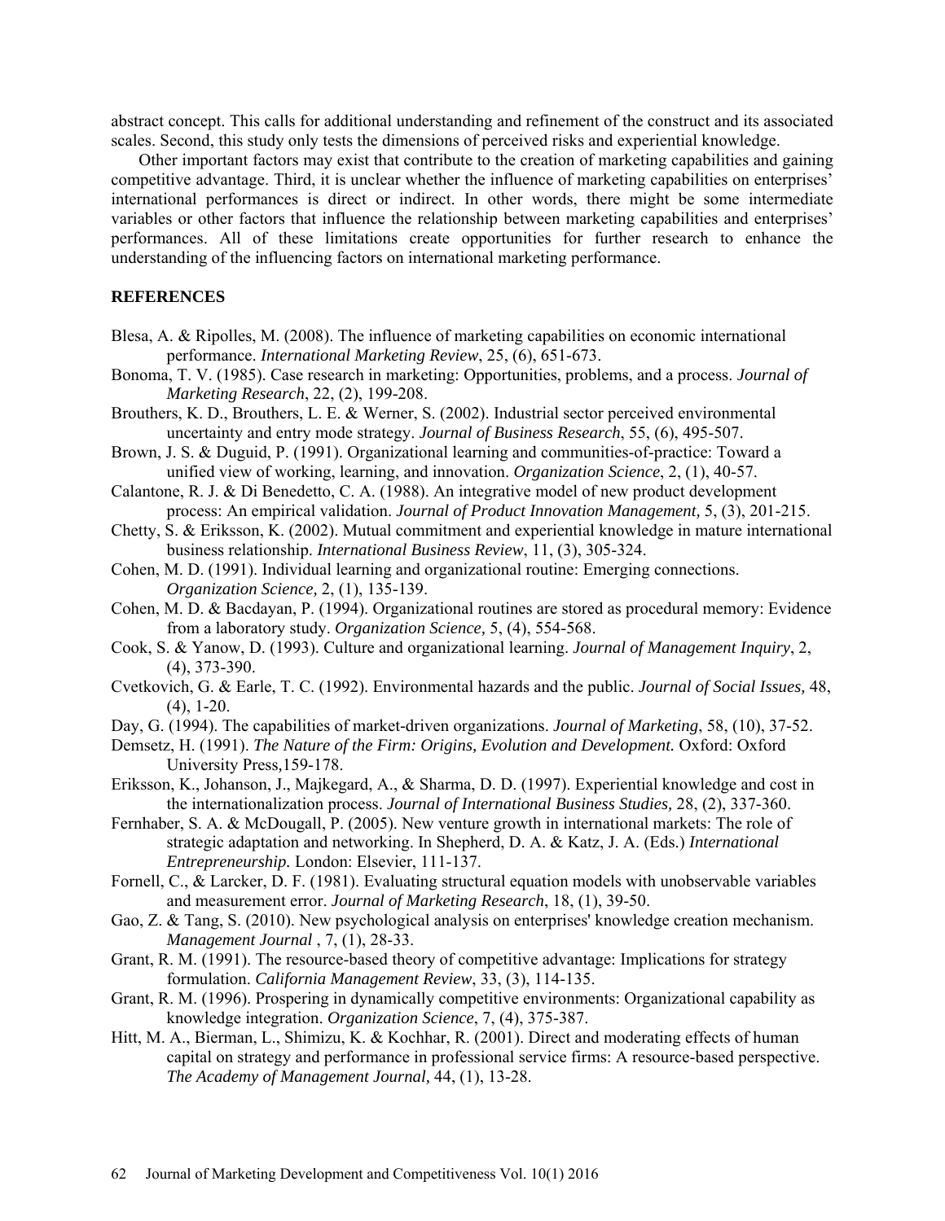abstract concept. This calls for additional understanding and refinement of the construct and its associated scales. Second, this study only tests the dimensions of perceived risks and experiential knowledge.

Other important factors may exist that contribute to the creation of marketing capabilities and gaining competitive advantage. Third, it is unclear whether the influence of marketing capabilities on enterprises' international performances is direct or indirect. In other words, there might be some intermediate variables or other factors that influence the relationship between marketing capabilities and enterprises' performances. All of these limitations create opportunities for further research to enhance the understanding of the influencing factors on international marketing performance.

## REFERENCES

Blesa, A. & Ripolles, M. (2008). The influence of marketing capabilities on economic international performance. *International Marketing Review*, 25, (6), 651-673.

Bonoma, T. V. (1985). Case research in marketing: Opportunities, problems, and a process. *Journal of Marketing Research*, 22, (2), 199-208.

Brouthers, K. D., Brouthers, L. E. & Werner, S. (2002). Industrial sector perceived environmental uncertainty and entry mode strategy. *Journal of Business Research*, 55, (6), 495-507.

Brown, J. S. & Duguid, P. (1991). Organizational learning and communities-of-practice: Toward a unified view of working, learning, and innovation. *Organization Science*, 2, (1), 40-57.

Calantone, R. J. & Di Benedetto, C. A. (1988). An integrative model of new product development process: An empirical validation. *Journal of Product Innovation Management,* 5, (3), 201-215.

Chetty, S. & Eriksson, K. (2002). Mutual commitment and experiential knowledge in mature international business relationship. *International Business Review*, 11, (3), 305-324.

Cohen, M. D. (1991). Individual learning and organizational routine: Emerging connections. *Organization Science,* 2, (1), 135-139.

Cohen, M. D. & Bacdayan, P. (1994). Organizational routines are stored as procedural memory: Evidence from a laboratory study. *Organization Science,* 5, (4), 554-568.

Cook, S. & Yanow, D. (1993). Culture and organizational learning. *Journal of Management Inquiry*, 2, (4), 373-390.

Cvetkovich, G. & Earle, T. C. (1992). Environmental hazards and the public. *Journal of Social Issues,* 48, (4), 1-20.

Day, G. (1994). The capabilities of market-driven organizations. *Journal of Marketing*, 58, (10), 37-52.

Demsetz, H. (1991). *The Nature of the Firm: Origins, Evolution and Development.* Oxford: Oxford University Press,159-178.

Eriksson, K., Johanson, J., Majkegard, A., & Sharma, D. D. (1997). Experiential knowledge and cost in the internationalization process. *Journal of International Business Studies,* 28, (2), 337-360.

Fernhaber, S. A. & McDougall, P. (2005). New venture growth in international markets: The role of strategic adaptation and networking. In Shepherd, D. A. & Katz, J. A. (Eds.) *International Entrepreneurship.* London: Elsevier, 111-137.

Fornell, C., & Larcker, D. F. (1981). Evaluating structural equation models with unobservable variables and measurement error. *Journal of Marketing Research*, 18, (1), 39-50.

Gao, Z. & Tang, S. (2010). New psychological analysis on enterprises' knowledge creation mechanism. *Management Journal* , 7, (1), 28-33.

Grant, R. M. (1991). The resource-based theory of competitive advantage: Implications for strategy formulation. *California Management Review*, 33, (3), 114-135.

Grant, R. M. (1996). Prospering in dynamically competitive environments: Organizational capability as knowledge integration. *Organization Science*, 7, (4), 375-387.

Hitt, M. A., Bierman, L., Shimizu, K. & Kochhar, R. (2001). Direct and moderating effects of human capital on strategy and performance in professional service firms: A resource-based perspective. *The Academy of Management Journal,* 44, (1), 13-28.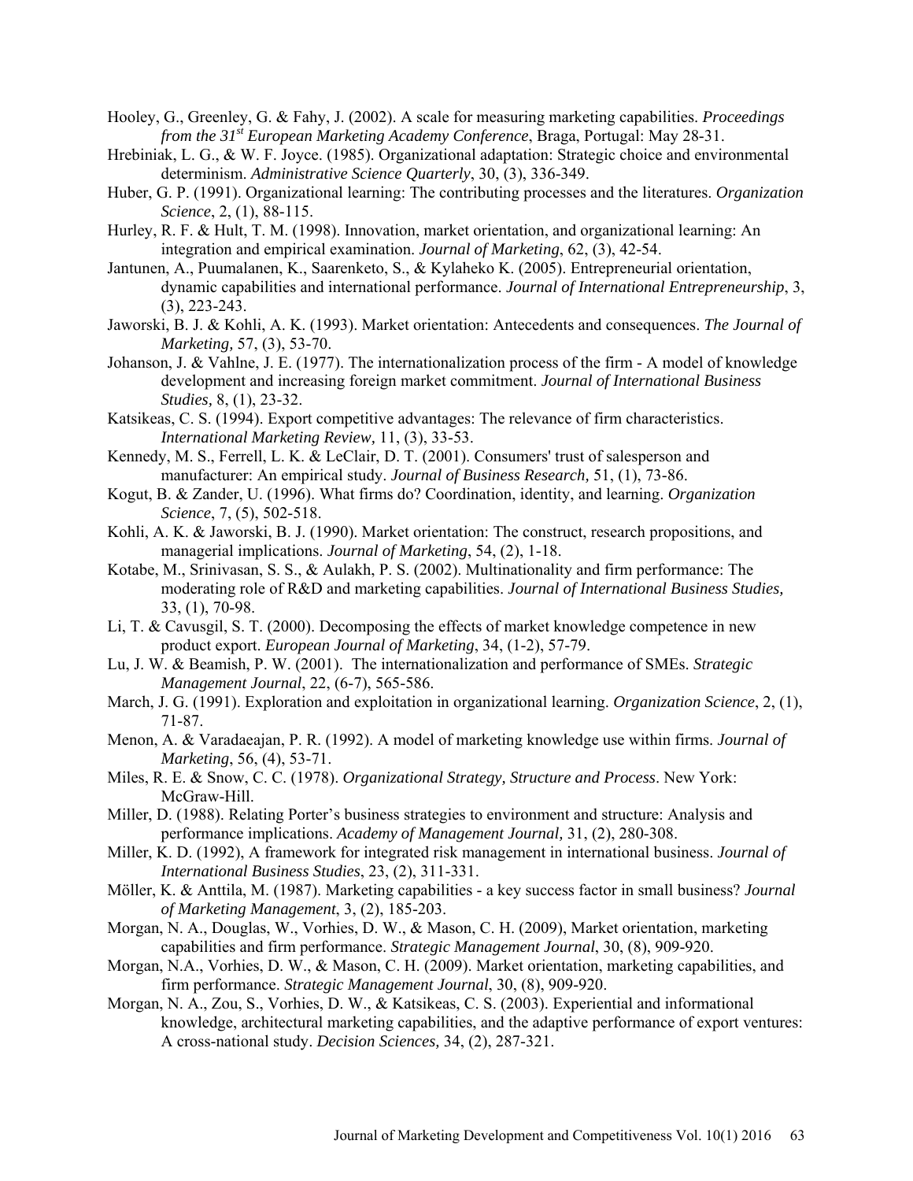Hooley, G., Greenley, G. & Fahy, J. (2002). A scale for measuring marketing capabilities. *Proceedings from the 31st European Marketing Academy Conference*, Braga, Portugal: May 28-31.

Hrebiniak, L. G., & W. F. Joyce. (1985). Organizational adaptation: Strategic choice and environmental determinism. *Administrative Science Quarterly*, 30, (3), 336-349.

Huber, G. P. (1991). Organizational learning: The contributing processes and the literatures. *Organization Science*, 2, (1), 88-115.

Hurley, R. F. & Hult, T. M. (1998). Innovation, market orientation, and organizational learning: An integration and empirical examination. *Journal of Marketing*, 62, (3), 42-54.

Jantunen, A., Puumalanen, K., Saarenketo, S., & Kylaheko K. (2005). Entrepreneurial orientation, dynamic capabilities and international performance. *Journal of International Entrepreneurship*, 3, (3), 223-243.

Jaworski, B. J. & Kohli, A. K. (1993). Market orientation: Antecedents and consequences. *The Journal of Marketing,* 57, (3), 53-70.

Johanson, J. & Vahlne, J. E. (1977). The internationalization process of the firm - A model of knowledge development and increasing foreign market commitment. *Journal of International Business Studies,* 8, (1), 23-32.

Katsikeas, C. S. (1994). Export competitive advantages: The relevance of firm characteristics. *International Marketing Review,* 11, (3), 33-53.

Kennedy, M. S., Ferrell, L. K. & LeClair, D. T. (2001). Consumers' trust of salesperson and manufacturer: An empirical study. *Journal of Business Research,* 51, (1), 73-86.

Kogut, B. & Zander, U. (1996). What firms do? Coordination, identity, and learning. *Organization Science*, 7, (5), 502-518.

Kohli, A. K. & Jaworski, B. J. (1990). Market orientation: The construct, research propositions, and managerial implications. *Journal of Marketing*, 54, (2), 1-18.

Kotabe, M., Srinivasan, S. S., & Aulakh, P. S. (2002). Multinationality and firm performance: The moderating role of R&D and marketing capabilities. *Journal of International Business Studies,* 33, (1), 70-98.

Li, T. & Cavusgil, S. T. (2000). Decomposing the effects of market knowledge competence in new product export. *European Journal of Marketing*, 34, (1-2), 57-79.

Lu, J. W. & Beamish, P. W. (2001). The internationalization and performance of SMEs. *Strategic Management Journal*, 22, (6-7), 565-586.

March, J. G. (1991). Exploration and exploitation in organizational learning. *Organization Science*, 2, (1), 71-87.

Menon, A. & Varadaeajan, P. R. (1992). A model of marketing knowledge use within firms. *Journal of Marketing*, 56, (4), 53-71.

Miles, R. E. & Snow, C. C. (1978). *Organizational Strategy, Structure and Process*. New York: McGraw-Hill.

Miller, D. (1988). Relating Porter's business strategies to environment and structure: Analysis and performance implications. *Academy of Management Journal,* 31, (2), 280-308.

Miller, K. D. (1992), A framework for integrated risk management in international business. *Journal of International Business Studies*, 23, (2), 311-331.

Möller, K. & Anttila, M. (1987). Marketing capabilities - a key success factor in small business? *Journal of Marketing Management*, 3, (2), 185-203.

Morgan, N. A., Douglas, W., Vorhies, D. W., & Mason, C. H. (2009), Market orientation, marketing capabilities and firm performance. *Strategic Management Journal*, 30, (8), 909-920.

Morgan, N.A., Vorhies, D. W., & Mason, C. H. (2009). Market orientation, marketing capabilities, and firm performance. *Strategic Management Journal*, 30, (8), 909-920.

Morgan, N. A., Zou, S., Vorhies, D. W., & Katsikeas, C. S. (2003). Experiential and informational knowledge, architectural marketing capabilities, and the adaptive performance of export ventures: A cross-national study. *Decision Sciences,* 34, (2), 287-321.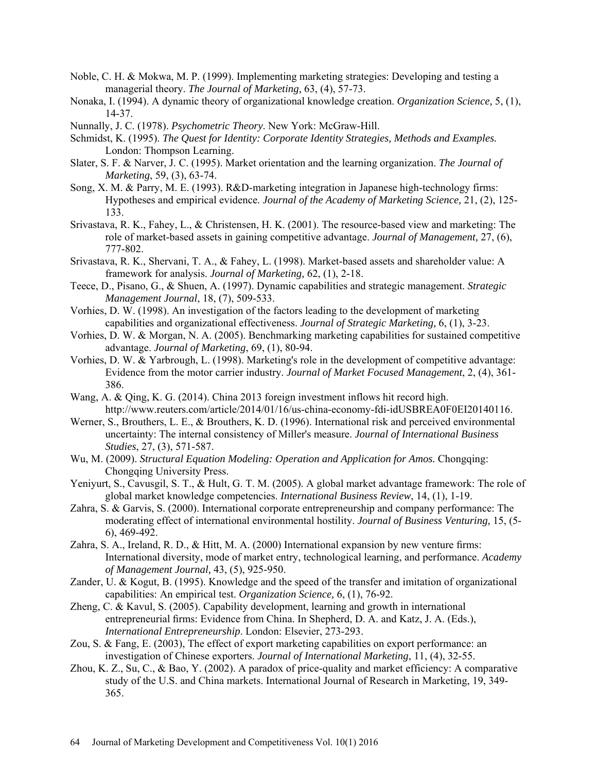Noble, C. H. & Mokwa, M. P. (1999). Implementing marketing strategies: Developing and testing a managerial theory. *The Journal of Marketing,* 63, (4), 57-73.

Nonaka, I. (1994). A dynamic theory of organizational knowledge creation. *Organization Science,* 5, (1), 14-37.

Nunnally, J. C. (1978). *Psychometric Theory*. New York: McGraw-Hill.

Schmidst, K. (1995). *The Quest for Identity: Corporate Identity Strategies, Methods and Examples.* London: Thompson Learning.

Slater, S. F. & Narver, J. C. (1995). Market orientation and the learning organization. *The Journal of Marketing*, 59, (3), 63-74.

Song, X. M. & Parry, M. E. (1993). R&D-marketing integration in Japanese high-technology firms: Hypotheses and empirical evidence. *Journal of the Academy of Marketing Science,* 21, (2), 125-133.

Srivastava, R. K., Fahey, L., & Christensen, H. K. (2001). The resource-based view and marketing: The role of market-based assets in gaining competitive advantage. *Journal of Management,* 27, (6), 777-802.

Srivastava, R. K., Shervani, T. A., & Fahey, L. (1998). Market-based assets and shareholder value: A framework for analysis. *Journal of Marketing,* 62, (1), 2-18.

Teece, D., Pisano, G., & Shuen, A. (1997). Dynamic capabilities and strategic management. *Strategic Management Journal*, 18, (7), 509-533.

Vorhies, D. W. (1998). An investigation of the factors leading to the development of marketing capabilities and organizational effectiveness. *Journal of Strategic Marketing,* 6, (1), 3-23.

Vorhies, D. W. & Morgan, N. A. (2005). Benchmarking marketing capabilities for sustained competitive advantage. *Journal of Marketing*, 69, (1), 80-94.

Vorhies, D. W. & Yarbrough, L. (1998). Marketing's role in the development of competitive advantage: Evidence from the motor carrier industry. *Journal of Market Focused Management*, 2, (4), 361-386.

Wang, A. & Qing, K. G. (2014). China 2013 foreign investment inflows hit record high. http://www.reuters.com/article/2014/01/16/us-china-economy-fdi-idUSBREA0F0EI20140116.

Werner, S., Brouthers, L. E., & Brouthers, K. D. (1996). International risk and perceived environmental uncertainty: The internal consistency of Miller's measure. *Journal of International Business Studies*, 27, (3), 571-587.

Wu, M. (2009). *Structural Equation Modeling: Operation and Application for Amos.* Chongqing: Chongqing University Press.

Yeniyurt, S., Cavusgil, S. T., & Hult, G. T. M. (2005). A global market advantage framework: The role of global market knowledge competencies. *International Business Review*, 14, (1), 1-19.

Zahra, S. & Garvis, S. (2000). International corporate entrepreneurship and company performance: The moderating effect of international environmental hostility. *Journal of Business Venturing,* 15, (5-6), 469-492.

Zahra, S. A., Ireland, R. D., & Hitt, M. A. (2000) International expansion by new venture firms: International diversity, mode of market entry, technological learning, and performance. *Academy of Management Journal,* 43, (5), 925-950.

Zander, U. & Kogut, B. (1995). Knowledge and the speed of the transfer and imitation of organizational capabilities: An empirical test. *Organization Science,* 6, (1), 76-92.

Zheng, C. & Kavul, S. (2005). Capability development, learning and growth in international entrepreneurial firms: Evidence from China. In Shepherd, D. A. and Katz, J. A. (Eds.), *International Entrepreneurship*. London: Elsevier, 273-293.

Zou, S. & Fang, E. (2003), The effect of export marketing capabilities on export performance: an investigation of Chinese exporters. *Journal of International Marketing*, 11, (4), 32-55.

Zhou, K. Z., Su, C., & Bao, Y. (2002). A paradox of price-quality and market efficiency: A comparative study of the U.S. and China markets. International Journal of Research in Marketing, 19, 349-365.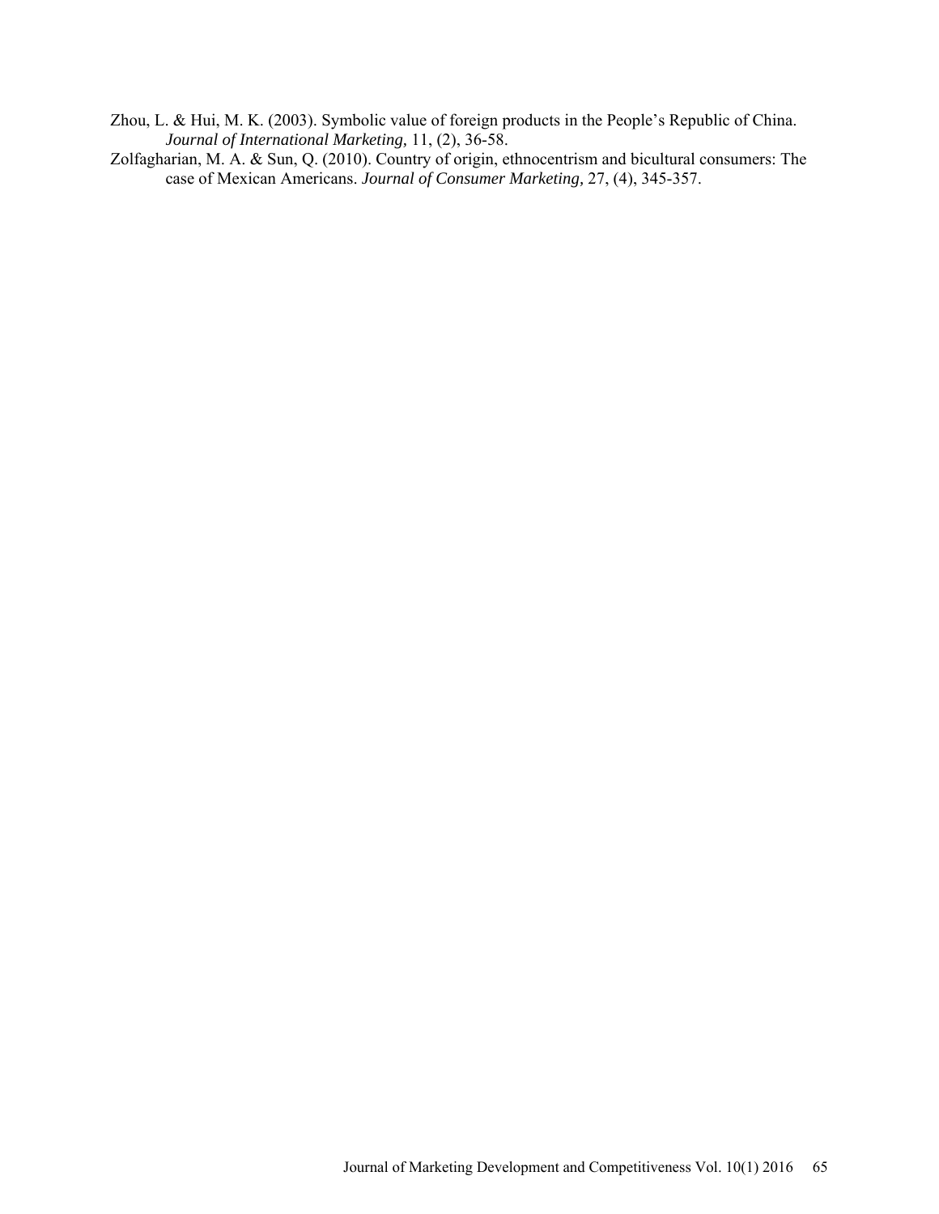Zhou, L. & Hui, M. K. (2003). Symbolic value of foreign products in the People's Republic of China. *Journal of International Marketing,* 11, (2), 36-58.

Zolfagharian, M. A. & Sun, Q. (2010). Country of origin, ethnocentrism and bicultural consumers: The case of Mexican Americans. *Journal of Consumer Marketing,* 27, (4), 345-357.